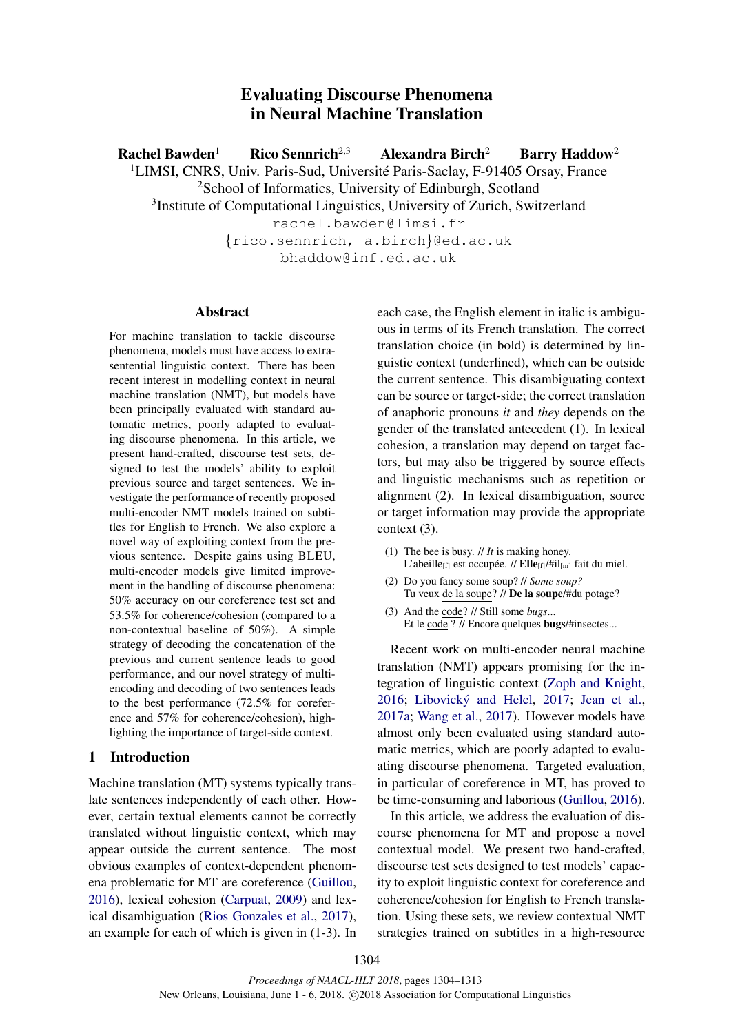# Evaluating Discourse Phenomena in Neural Machine Translation

**Rachel Bawden**[1] **Rico Sennrich**[2,3] **Alexandra Birch**[2] **Barry Haddow**[2]

[1]LIMSI, CNRS, Univ. Paris-Sud, Université Paris-Saclay, F-91405 Orsay, France
[2]School of Informatics, University of Edinburgh, Scotland
[3]Institute of Computational Linguistics, University of Zurich, Switzerland

rachel.bawden@limsi.fr
{rico.sennrich, a.birch}@ed.ac.uk
bhaddow@inf.ed.ac.uk

## Abstract

For machine translation to tackle discourse phenomena, models must have access to extra-sentential linguistic context. There has been recent interest in modelling context in neural machine translation (NMT), but models have been principally evaluated with standard automatic metrics, poorly adapted to evaluating discourse phenomena. In this article, we present hand-crafted, discourse test sets, designed to test the models' ability to exploit previous source and target sentences. We investigate the performance of recently proposed multi-encoder NMT models trained on subtitles for English to French. We also explore a novel way of exploiting context from the previous sentence. Despite gains using BLEU, multi-encoder models give limited improvement in the handling of discourse phenomena: 50% accuracy on our coreference test set and 53.5% for coherence/cohesion (compared to a non-contextual baseline of 50%). A simple strategy of decoding the concatenation of the previous and current sentence leads to good performance, and our novel strategy of multi-encoding and decoding of two sentences leads to the best performance (72.5% for coreference and 57% for coherence/cohesion), highlighting the importance of target-side context.

## 1 Introduction

Machine translation (MT) systems typically translate sentences independently of each other. However, certain textual elements cannot be correctly translated without linguistic context, which may appear outside the current sentence. The most obvious examples of context-dependent phenomena problematic for MT are coreference (Guillou, 2016), lexical cohesion (Carpuat, 2009) and lexical disambiguation (Rios Gonzales et al., 2017), an example for each of which is given in (1-3). In each case, the English element in italic is ambiguous in terms of its French translation. The correct translation choice (in bold) is determined by linguistic context (underlined), which can be outside the current sentence. This disambiguating context can be source or target-side; the correct translation of anaphoric pronouns *it* and *they* depends on the gender of the translated antecedent (1). In lexical cohesion, a translation may depend on target factors, but may also be triggered by source effects and linguistic mechanisms such as repetition or alignment (2). In lexical disambiguation, source or target information may provide the appropriate context (3).

(1) The bee is busy. // *It* is making honey.
L'<u>abeille</u>$_{[f]}$ est occupée. // **Elle**$_{[f]}$/#il$_{[m]}$ fait du miel.

(2) Do you fancy <u>some soup</u>? // *Some soup?*
Tu veux <u>de la soupe</u>? // **De la soupe**/#du potage?

(3) And the <u>code</u>? // Still some *bugs*...
Et le <u>code</u> ? // Encore quelques **bugs**/#insectes...

Recent work on multi-encoder neural machine translation (NMT) appears promising for the integration of linguistic context (Zoph and Knight, 2016; Libovický and Helcl, 2017; Jean et al., 2017a; Wang et al., 2017). However models have almost only been evaluated using standard automatic metrics, which are poorly adapted to evaluating discourse phenomena. Targeted evaluation, in particular of coreference in MT, has proved to be time-consuming and laborious (Guillou, 2016).

In this article, we address the evaluation of discourse phenomena for MT and propose a novel contextual model. We present two hand-crafted, discourse test sets designed to test models' capacity to exploit linguistic context for coreference and coherence/cohesion for English to French translation. Using these sets, we review contextual NMT strategies trained on subtitles in a high-resource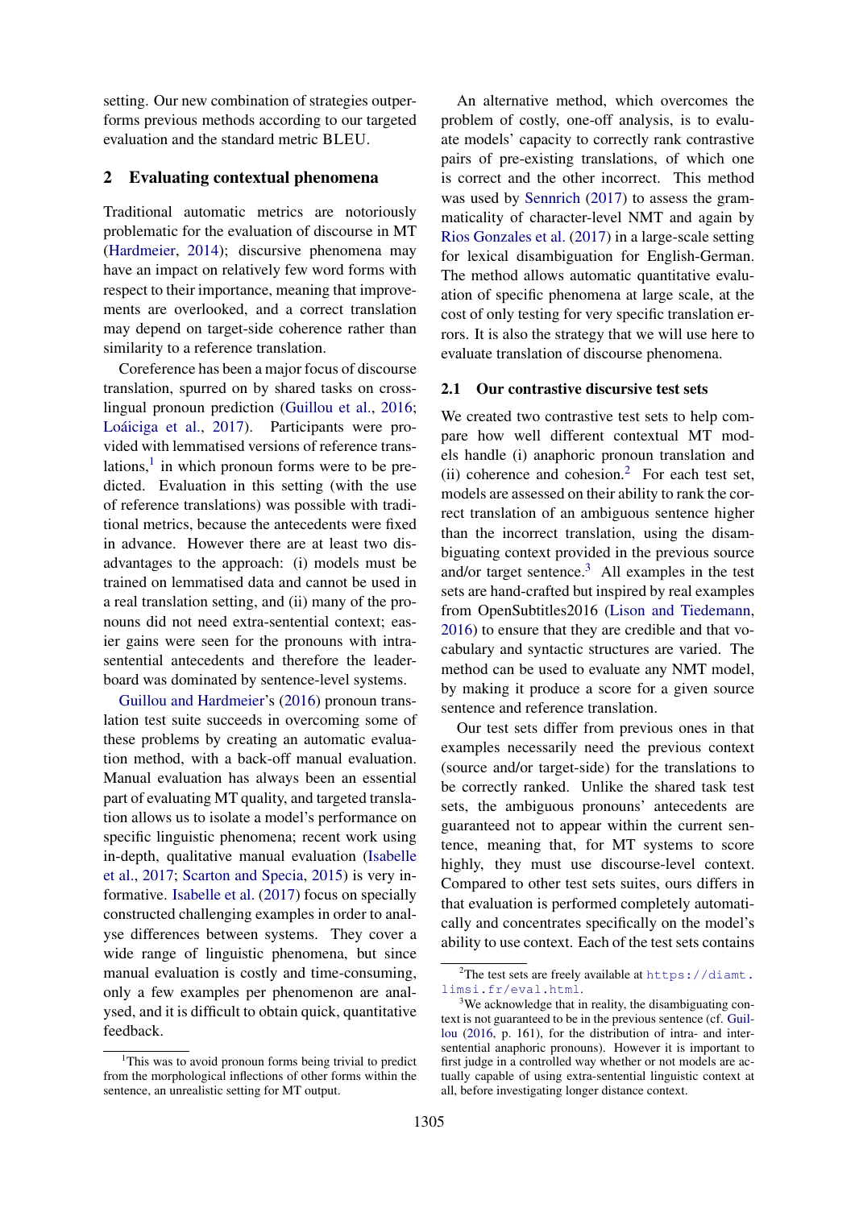setting. Our new combination of strategies outperforms previous methods according to our targeted evaluation and the standard metric BLEU.

## 2 Evaluating contextual phenomena

Traditional automatic metrics are notoriously problematic for the evaluation of discourse in MT (Hardmeier, 2014); discursive phenomena may have an impact on relatively few word forms with respect to their importance, meaning that improvements are overlooked, and a correct translation may depend on target-side coherence rather than similarity to a reference translation.

Coreference has been a major focus of discourse translation, spurred on by shared tasks on cross-lingual pronoun prediction (Guillou et al., 2016; Loáiciga et al., 2017). Participants were provided with lemmatised versions of reference translations,[1] in which pronoun forms were to be predicted. Evaluation in this setting (with the use of reference translations) was possible with traditional metrics, because the antecedents were fixed in advance. However there are at least two disadvantages to the approach: (i) models must be trained on lemmatised data and cannot be used in a real translation setting, and (ii) many of the pronouns did not need extra-sentential context; easier gains were seen for the pronouns with intra-sentential antecedents and therefore the leaderboard was dominated by sentence-level systems.

Guillou and Hardmeier's (2016) pronoun translation test suite succeeds in overcoming some of these problems by creating an automatic evaluation method, with a back-off manual evaluation. Manual evaluation has always been an essential part of evaluating MT quality, and targeted translation allows us to isolate a model's performance on specific linguistic phenomena; recent work using in-depth, qualitative manual evaluation (Isabelle et al., 2017; Scarton and Specia, 2015) is very informative. Isabelle et al. (2017) focus on specially constructed challenging examples in order to analyse differences between systems. They cover a wide range of linguistic phenomena, but since manual evaluation is costly and time-consuming, only a few examples per phenomenon are analysed, and it is difficult to obtain quick, quantitative feedback.

An alternative method, which overcomes the problem of costly, one-off analysis, is to evaluate models' capacity to correctly rank contrastive pairs of pre-existing translations, of which one is correct and the other incorrect. This method was used by Sennrich (2017) to assess the grammaticality of character-level NMT and again by Rios Gonzales et al. (2017) in a large-scale setting for lexical disambiguation for English-German. The method allows automatic quantitative evaluation of specific phenomena at large scale, at the cost of only testing for very specific translation errors. It is also the strategy that we will use here to evaluate translation of discourse phenomena.

### 2.1 Our contrastive discursive test sets

We created two contrastive test sets to help compare how well different contextual MT models handle (i) anaphoric pronoun translation and (ii) coherence and cohesion.[2] For each test set, models are assessed on their ability to rank the correct translation of an ambiguous sentence higher than the incorrect translation, using the disambiguating context provided in the previous source and/or target sentence.[3] All examples in the test sets are hand-crafted but inspired by real examples from OpenSubtitles2016 (Lison and Tiedemann, 2016) to ensure that they are credible and that vocabulary and syntactic structures are varied. The method can be used to evaluate any NMT model, by making it produce a score for a given source sentence and reference translation.

Our test sets differ from previous ones in that examples necessarily need the previous context (source and/or target-side) for the translations to be correctly ranked. Unlike the shared task test sets, the ambiguous pronouns' antecedents are guaranteed not to appear within the current sentence, meaning that, for MT systems to score highly, they must use discourse-level context. Compared to other test sets suites, ours differs in that evaluation is performed completely automatically and concentrates specifically on the model's ability to use context. Each of the test sets contains

[1] This was to avoid pronoun forms being trivial to predict from the morphological inflections of other forms within the sentence, an unrealistic setting for MT output.

[2] The test sets are freely available at https://diamt.limsi.fr/eval.html.

[3] We acknowledge that in reality, the disambiguating context is not guaranteed to be in the previous sentence (cf. Guillou (2016, p. 161), for the distribution of intra- and inter-sentential anaphoric pronouns). However it is important to first judge in a controlled way whether or not models are actually capable of using extra-sentential linguistic context at all, before investigating longer distance context.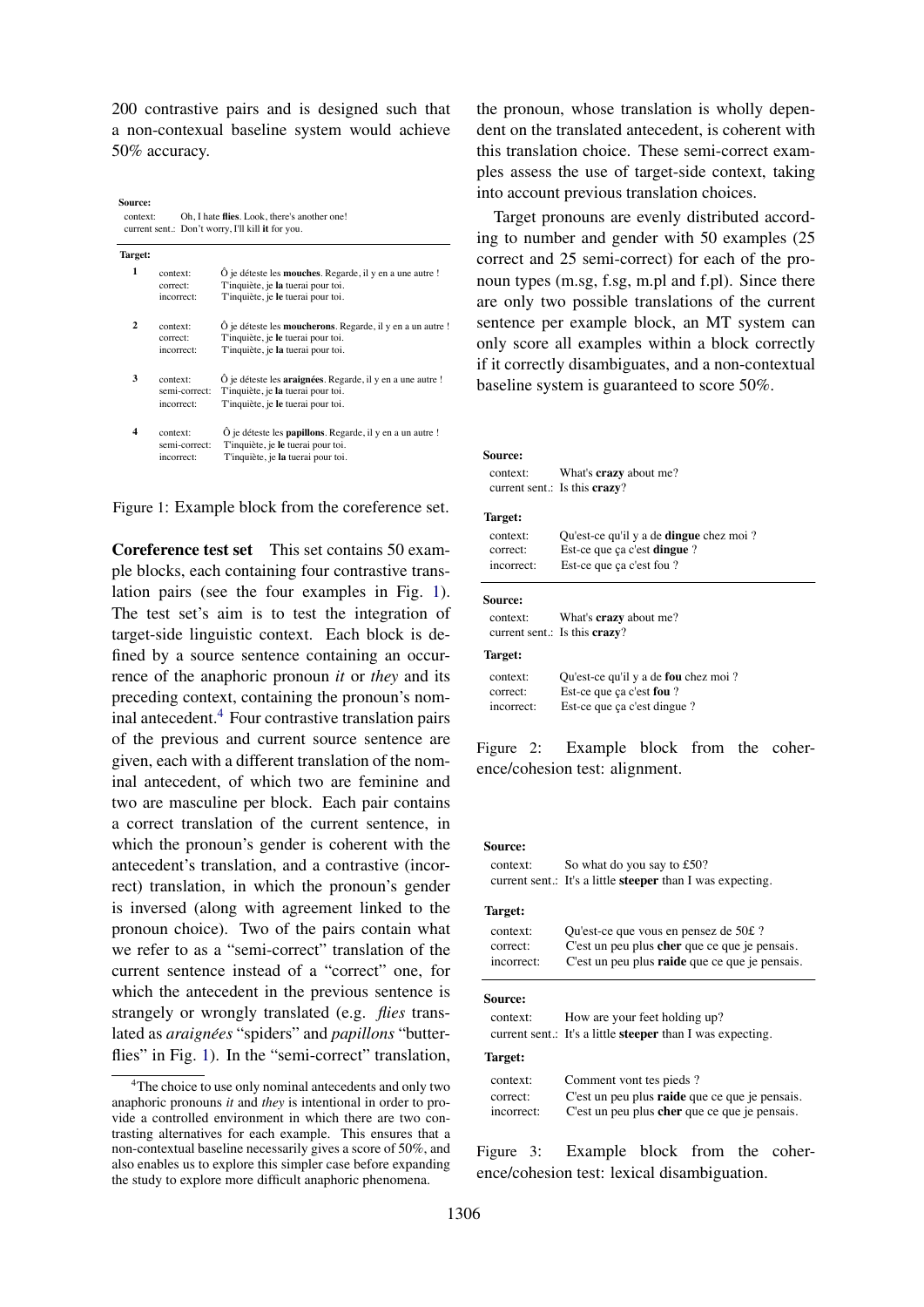200 contrastive pairs and is designed such that a non-contexual baseline system would achieve 50% accuracy.

**Source:**

| | |
|---|---|
| context: | Oh, I hate **flies**. Look, there's another one! |
| current sent.: | Don't worry, I'll kill **it** for you. |

**Target:**

| | | |
|---|---|---|
| **1** | context: | Ô je déteste les **mouches**. Regarde, il y en a une autre ! |
| | correct: | T'inquiète, je **la** tuerai pour toi. |
| | incorrect: | T'inquiète, je **le** tuerai pour toi. |
| **2** | context: | Ô je déteste les **moucherons**. Regarde, il y en a un autre ! |
| | correct: | T'inquiète, je **le** tuerai pour toi. |
| | incorrect: | T'inquiète, je **la** tuerai pour toi. |
| **3** | context: | Ô je déteste les **araignées**. Regarde, il y en a une autre ! |
| | semi-correct: | T'inquiète, je **la** tuerai pour toi. |
| | incorrect: | T'inquiète, je **le** tuerai pour toi. |
| **4** | context: | Ô je déteste les **papillons**. Regarde, il y en a un autre ! |
| | semi-correct: | T'inquiète, je **le** tuerai pour toi. |
| | incorrect: | T'inquiète, je **la** tuerai pour toi. |

Figure 1: Example block from the coreference set.

**Coreference test set** This set contains 50 example blocks, each containing four contrastive translation pairs (see the four examples in Fig. 1). The test set's aim is to test the integration of target-side linguistic context. Each block is defined by a source sentence containing an occurrence of the anaphoric pronoun *it* or *they* and its preceding context, containing the pronoun's nominal antecedent.[4] Four contrastive translation pairs of the previous and current source sentence are given, each with a different translation of the nominal antecedent, of which two are feminine and two are masculine per block. Each pair contains a correct translation of the current sentence, in which the pronoun's gender is coherent with the antecedent's translation, and a contrastive (incorrect) translation, in which the pronoun's gender is inversed (along with agreement linked to the pronoun choice). Two of the pairs contain what we refer to as a "semi-correct" translation of the current sentence instead of a "correct" one, for which the antecedent in the previous sentence is strangely or wrongly translated (e.g. *flies* translated as *araignées* "spiders" and *papillons* "butterflies" in Fig. 1). In the "semi-correct" translation, the pronoun, whose translation is wholly dependent on the translated antecedent, is coherent with this translation choice. These semi-correct examples assess the use of target-side context, taking into account previous translation choices.

Target pronouns are evenly distributed according to number and gender with 50 examples (25 correct and 25 semi-correct) for each of the pronoun types (m.sg, f.sg, m.pl and f.pl). Since there are only two possible translations of the current sentence per example block, an MT system can only score all examples within a block correctly if it correctly disambiguates, and a non-contextual baseline system is guaranteed to score 50%.

[4]The choice to use only nominal antecedents and only two anaphoric pronouns *it* and *they* is intentional in order to provide a controlled environment in which there are two contrasting alternatives for each example. This ensures that a non-contextual baseline necessarily gives a score of 50%, and also enables us to explore this simpler case before expanding the study to explore more difficult anaphoric phenomena.

**Source:**

| | |
|---|---|
| context: | What's **crazy** about me? |
| current sent.: | Is this **crazy**? |

**Target:**

| | |
|---|---|
| context: | Qu'est-ce qu'il y a de **dingue** chez moi ? |
| correct: | Est-ce que ça c'est **dingue** ? |
| incorrect: | Est-ce que ça c'est fou ? |

**Source:**

| | |
|---|---|
| context: | What's **crazy** about me? |
| current sent.: | Is this **crazy**? |

**Target:**

| | |
|---|---|
| context: | Qu'est-ce qu'il y a de **fou** chez moi ? |
| correct: | Est-ce que ça c'est **fou** ? |
| incorrect: | Est-ce que ça c'est dingue ? |

Figure 2: Example block from the coherence/cohesion test: alignment.

**Source:**

| | |
|---|---|
| context: | So what do you say to £50? |
| current sent.: | It's a little **steeper** than I was expecting. |

**Target:**

| | |
|---|---|
| context: | Qu'est-ce que vous en pensez de 50£ ? |
| correct: | C'est un peu plus **cher** que ce que je pensais. |
| incorrect: | C'est un peu plus **raide** que ce que je pensais. |

**Source:**

| | |
|---|---|
| context: | How are your feet holding up? |
| current sent.: | It's a little **steeper** than I was expecting. |

**Target:**

| | |
|---|---|
| context: | Comment vont tes pieds ? |
| correct: | C'est un peu plus **raide** que ce que je pensais. |
| incorrect: | C'est un peu plus **cher** que ce que je pensais. |

Figure 3: Example block from the coherence/cohesion test: lexical disambiguation.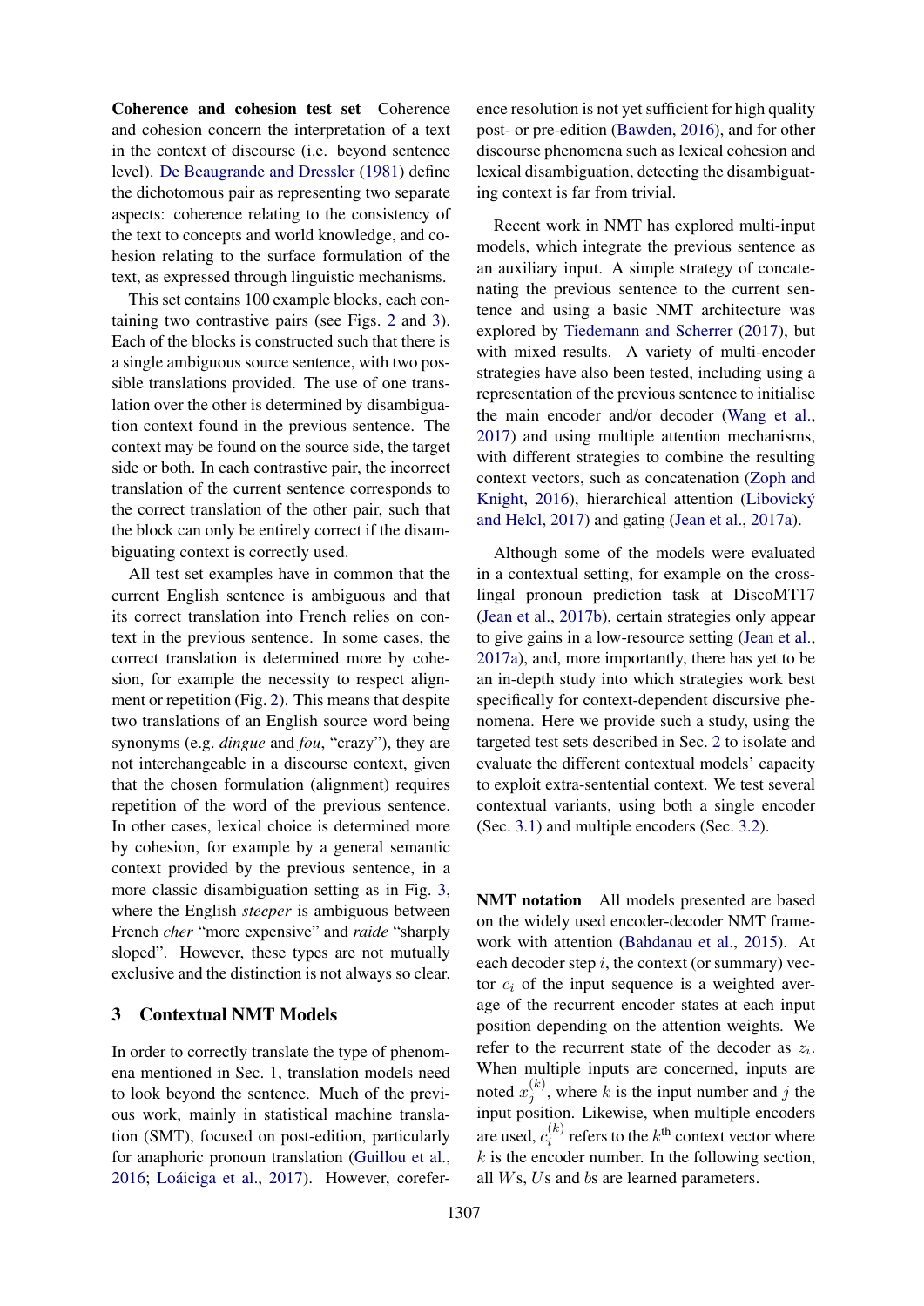**Coherence and cohesion test set** Coherence and cohesion concern the interpretation of a text in the context of discourse (i.e. beyond sentence level). De Beaugrande and Dressler (1981) define the dichotomous pair as representing two separate aspects: coherence relating to the consistency of the text to concepts and world knowledge, and cohesion relating to the surface formulation of the text, as expressed through linguistic mechanisms.

This set contains 100 example blocks, each containing two contrastive pairs (see Figs. 2 and 3). Each of the blocks is constructed such that there is a single ambiguous source sentence, with two possible translations provided. The use of one translation over the other is determined by disambiguation context found in the previous sentence. The context may be found on the source side, the target side or both. In each contrastive pair, the incorrect translation of the current sentence corresponds to the correct translation of the other pair, such that the block can only be entirely correct if the disambiguating context is correctly used.

All test set examples have in common that the current English sentence is ambiguous and that its correct translation into French relies on context in the previous sentence. In some cases, the correct translation is determined more by cohesion, for example the necessity to respect alignment or repetition (Fig. 2). This means that despite two translations of an English source word being synonyms (e.g. *dingue* and *fou*, "crazy"), they are not interchangeable in a discourse context, given that the chosen formulation (alignment) requires repetition of the word of the previous sentence. In other cases, lexical choice is determined more by cohesion, for example by a general semantic context provided by the previous sentence, in a more classic disambiguation setting as in Fig. 3, where the English *steeper* is ambiguous between French *cher* "more expensive" and *raide* "sharply sloped". However, these types are not mutually exclusive and the distinction is not always so clear.

## 3 Contextual NMT Models

In order to correctly translate the type of phenomena mentioned in Sec. 1, translation models need to look beyond the sentence. Much of the previous work, mainly in statistical machine translation (SMT), focused on post-edition, particularly for anaphoric pronoun translation (Guillou et al., 2016; Loáiciga et al., 2017). However, coreference resolution is not yet sufficient for high quality post- or pre-edition (Bawden, 2016), and for other discourse phenomena such as lexical cohesion and lexical disambiguation, detecting the disambiguating context is far from trivial.

Recent work in NMT has explored multi-input models, which integrate the previous sentence as an auxiliary input. A simple strategy of concatenating the previous sentence to the current sentence and using a basic NMT architecture was explored by Tiedemann and Scherrer (2017), but with mixed results. A variety of multi-encoder strategies have also been tested, including using a representation of the previous sentence to initialise the main encoder and/or decoder (Wang et al., 2017) and using multiple attention mechanisms, with different strategies to combine the resulting context vectors, such as concatenation (Zoph and Knight, 2016), hierarchical attention (Libovický and Helcl, 2017) and gating (Jean et al., 2017a).

Although some of the models were evaluated in a contextual setting, for example on the cross-lingual pronoun prediction task at DiscoMT17 (Jean et al., 2017b), certain strategies only appear to give gains in a low-resource setting (Jean et al., 2017a), and, more importantly, there has yet to be an in-depth study into which strategies work best specifically for context-dependent discursive phenomena. Here we provide such a study, using the targeted test sets described in Sec. 2 to isolate and evaluate the different contextual models' capacity to exploit extra-sentential context. We test several contextual variants, using both a single encoder (Sec. 3.1) and multiple encoders (Sec. 3.2).

**NMT notation** All models presented are based on the widely used encoder-decoder NMT framework with attention (Bahdanau et al., 2015). At each decoder step $i$, the context (or summary) vector $c_i$ of the input sequence is a weighted average of the recurrent encoder states at each input position depending on the attention weights. We refer to the recurrent state of the decoder as $z_i$. When multiple inputs are concerned, inputs are noted $x_j^{(k)}$, where $k$ is the input number and $j$ the input position. Likewise, when multiple encoders are used, $c_i^{(k)}$ refers to the $k^{\text{th}}$ context vector where $k$ is the encoder number. In the following section, all $W$s, $U$s and $b$s are learned parameters.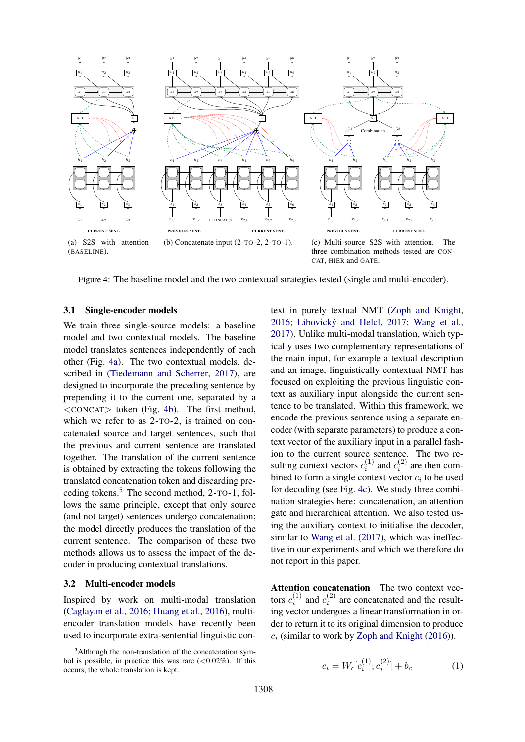(a) S2S with attention (BASELINE).

(b) Concatenate input (2-TO-2, 2-TO-1).

(c) Multi-source S2S with attention. The three combination methods tested are CONCAT, HIER and GATE.

Figure 4: The baseline model and the two contextual strategies tested (single and multi-encoder).

### 3.1 Single-encoder models

We train three single-source models: a baseline model and two contextual models. The baseline model translates sentences independently of each other (Fig. 4a). The two contextual models, described in (Tiedemann and Scherrer, 2017), are designed to incorporate the preceding sentence by prepending it to the current one, separated by a <CONCAT> token (Fig. 4b). The first method, which we refer to as 2-TO-2, is trained on concatenated source and target sentences, such that the previous and current sentence are translated together. The translation of the current sentence is obtained by extracting the tokens following the translated concatenation token and discarding preceding tokens.[5] The second method, 2-TO-1, follows the same principle, except that only source (and not target) sentences undergo concatenation; the model directly produces the translation of the current sentence. The comparison of these two methods allows us to assess the impact of the decoder in producing contextual translations.

### 3.2 Multi-encoder models

Inspired by work on multi-modal translation (Caglayan et al., 2016; Huang et al., 2016), multi-encoder translation models have recently been used to incorporate extra-sentential linguistic context in purely textual NMT (Zoph and Knight, 2016; Libovický and Helcl, 2017; Wang et al., 2017). Unlike multi-modal translation, which typically uses two complementary representations of the main input, for example a textual description and an image, linguistically contextual NMT has focused on exploiting the previous linguistic context as auxiliary input alongside the current sentence to be translated. Within this framework, we encode the previous sentence using a separate encoder (with separate parameters) to produce a context vector of the auxiliary input in a parallel fashion to the current source sentence. The two resulting context vectors $c_i^{(1)}$ and $c_i^{(2)}$ are then combined to form a single context vector $c_i$ to be used for decoding (see Fig. 4c). We study three combination strategies here: concatenation, an attention gate and hierarchical attention. We also tested using the auxiliary context to initialise the decoder, similar to Wang et al. (2017), which was ineffective in our experiments and which we therefore do not report in this paper.

**Attention concatenation** The two context vectors $c_i^{(1)}$ and $c_i^{(2)}$ are concatenated and the resulting vector undergoes a linear transformation in order to return it to its original dimension to produce $c_i$ (similar to work by Zoph and Knight (2016)).

$$c_i = W_c[c_i^{(1)}; c_i^{(2)}] + b_c \tag{1}$$

[5] Although the non-translation of the concatenation symbol is possible, in practice this was rare (<0.02%). If this occurs, the whole translation is kept.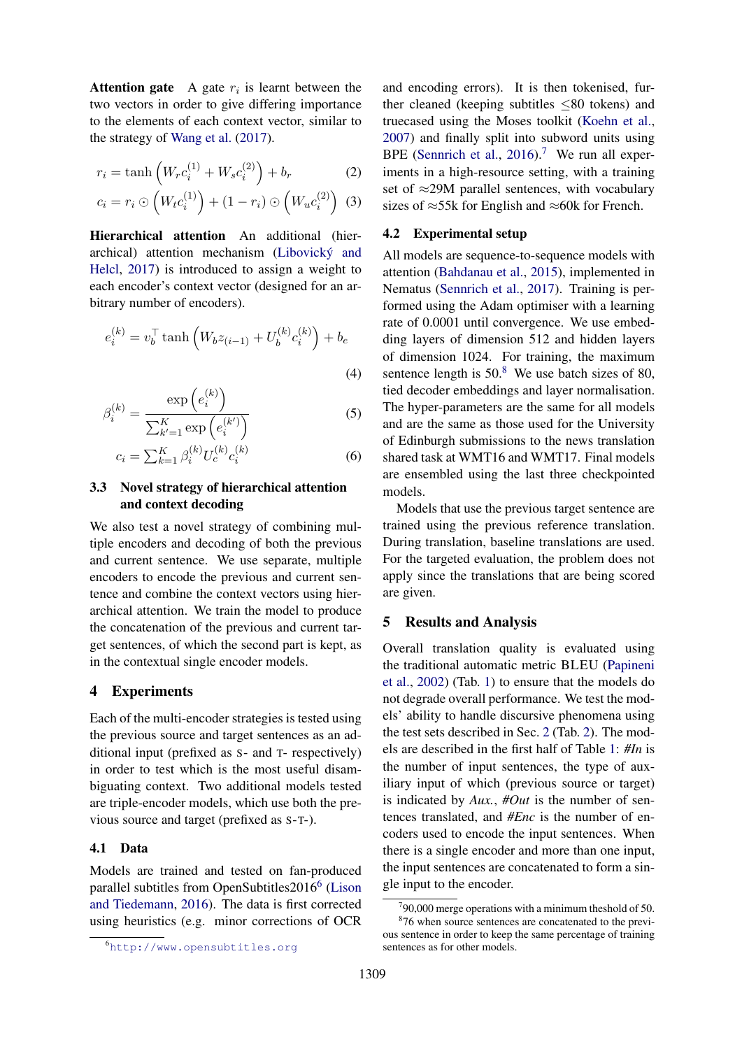**Attention gate** A gate $r_i$ is learnt between the two vectors in order to give differing importance to the elements of each context vector, similar to the strategy of Wang et al. (2017).

$$r_i = \tanh\left(W_r c_i^{(1)} + W_s c_i^{(2)}\right) + b_r \quad (2)$$

$$c_i = r_i \odot \left(W_t c_i^{(1)}\right) + (1 - r_i) \odot \left(W_u c_i^{(2)}\right) \quad (3)$$

**Hierarchical attention** An additional (hierarchical) attention mechanism (Libovický and Helcl, 2017) is introduced to assign a weight to each encoder's context vector (designed for an arbitrary number of encoders).

$$e_i^{(k)} = v_b^\top \tanh\left(W_b z_{(i-1)} + U_b^{(k)} c_i^{(k)}\right) + b_e \quad (4)$$

$$\beta_i^{(k)} = \frac{\exp\left(e_i^{(k)}\right)}{\sum_{k'=1}^{K} \exp\left(e_i^{(k')}\right)} \quad (5)$$

$$c_i = \sum_{k=1}^{K} \beta_i^{(k)} U_c^{(k)} c_i^{(k)} \quad (6)$$

### 3.3 Novel strategy of hierarchical attention and context decoding

We also test a novel strategy of combining multiple encoders and decoding of both the previous and current sentence. We use separate, multiple encoders to encode the previous and current sentence and combine the context vectors using hierarchical attention. We train the model to produce the concatenation of the previous and current target sentences, of which the second part is kept, as in the contextual single encoder models.

## 4 Experiments

Each of the multi-encoder strategies is tested using the previous source and target sentences as an additional input (prefixed as S- and T- respectively) in order to test which is the most useful disambiguating context. Two additional models tested are triple-encoder models, which use both the previous source and target (prefixed as S-T-).

### 4.1 Data

Models are trained and tested on fan-produced parallel subtitles from OpenSubtitles2016[6] (Lison and Tiedemann, 2016). The data is first corrected using heuristics (e.g. minor corrections of OCR and encoding errors). It is then tokenised, further cleaned (keeping subtitles $\leq$80 tokens) and truecased using the Moses toolkit (Koehn et al., 2007) and finally split into subword units using BPE (Sennrich et al., 2016).[7] We run all experiments in a high-resource setting, with a training set of $\approx$29M parallel sentences, with vocabulary sizes of $\approx$55k for English and $\approx$60k for French.

### 4.2 Experimental setup

All models are sequence-to-sequence models with attention (Bahdanau et al., 2015), implemented in Nematus (Sennrich et al., 2017). Training is performed using the Adam optimiser with a learning rate of 0.0001 until convergence. We use embedding layers of dimension 512 and hidden layers of dimension 1024. For training, the maximum sentence length is 50.[8] We use batch sizes of 80, tied decoder embeddings and layer normalisation. The hyper-parameters are the same for all models and are the same as those used for the University of Edinburgh submissions to the news translation shared task at WMT16 and WMT17. Final models are ensembled using the last three checkpointed models.

Models that use the previous target sentence are trained using the previous reference translation. During translation, baseline translations are used. For the targeted evaluation, the problem does not apply since the translations that are being scored are given.

## 5 Results and Analysis

Overall translation quality is evaluated using the traditional automatic metric BLEU (Papineni et al., 2002) (Tab. 1) to ensure that the models do not degrade overall performance. We test the models' ability to handle discursive phenomena using the test sets described in Sec. 2 (Tab. 2). The models are described in the first half of Table 1: *#In* is the number of input sentences, the type of auxiliary input of which (previous source or target) is indicated by *Aux.*, *#Out* is the number of sentences translated, and *#Enc* is the number of encoders used to encode the input sentences. When there is a single encoder and more than one input, the input sentences are concatenated to form a single input to the encoder.

[6] http://www.opensubtitles.org

[7] 90,000 merge operations with a minimum theshold of 50.

[8] 76 when source sentences are concatenated to the previous sentence in order to keep the same percentage of training sentences as for other models.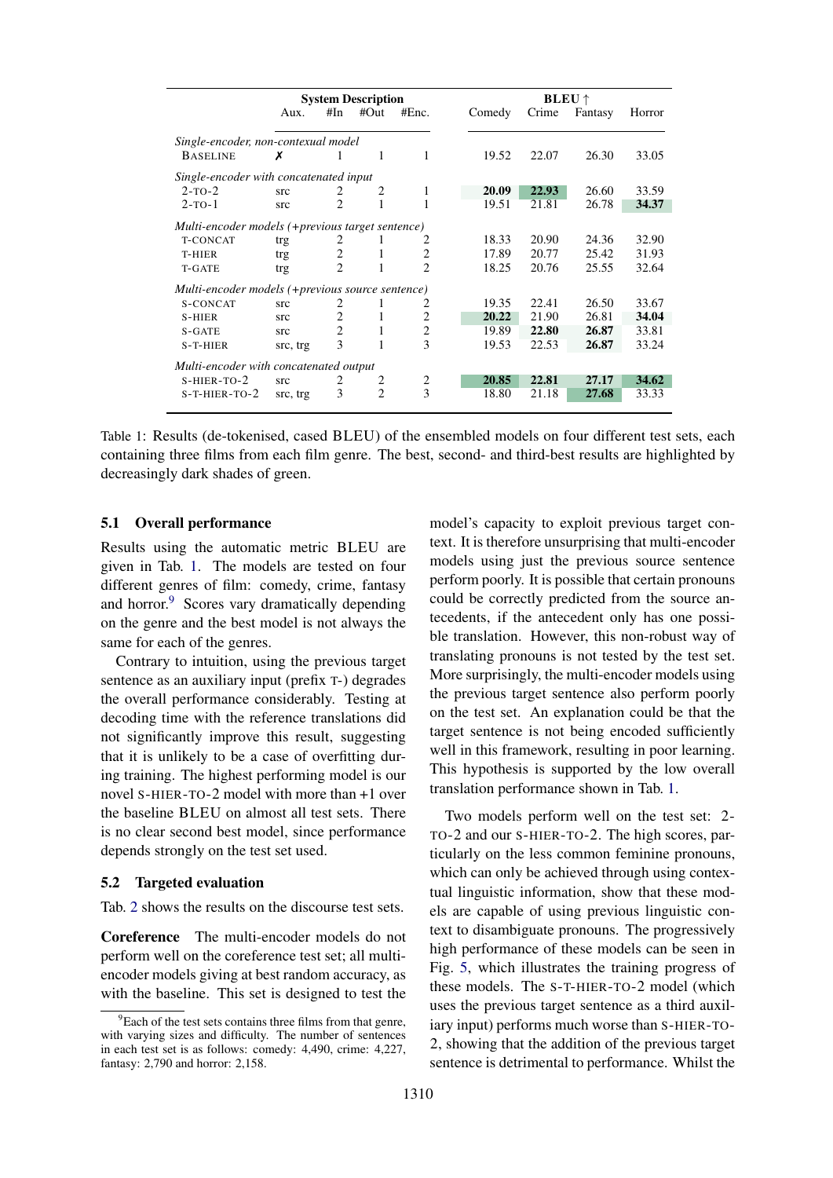| | System Description | | | | BLEU ↑ | | | |
|---|---|---|---|---|---|---|---|---|
| | Aux. | #In | #Out | #Enc. | Comedy | Crime | Fantasy | Horror |
| *Single-encoder, non-contexual model* | | | | | | | | |
| BASELINE | ✗ | 1 | 1 | 1 | 19.52 | 22.07 | 26.30 | 33.05 |
| *Single-encoder with concatenated input* | | | | | | | | |
| 2-TO-2 | src | 2 | 2 | 1 | **20.09** | **22.93** | 26.60 | 33.59 |
| 2-TO-1 | src | 2 | 1 | 1 | 19.51 | 21.81 | 26.78 | **34.37** |
| *Multi-encoder models (+previous target sentence)* | | | | | | | | |
| T-CONCAT | trg | 2 | 1 | 2 | 18.33 | 20.90 | 24.36 | 32.90 |
| T-HIER | trg | 2 | 1 | 2 | 17.89 | 20.77 | 25.42 | 31.93 |
| T-GATE | trg | 2 | 1 | 2 | 18.25 | 20.76 | 25.55 | 32.64 |
| *Multi-encoder models (+previous source sentence)* | | | | | | | | |
| S-CONCAT | src | 2 | 1 | 2 | 19.35 | 22.41 | 26.50 | 33.67 |
| S-HIER | src | 2 | 1 | 2 | **20.22** | 21.90 | 26.81 | **34.04** |
| S-GATE | src | 2 | 1 | 2 | 19.89 | **22.80** | **26.87** | 33.81 |
| S-T-HIER | src, trg | 3 | 1 | 3 | 19.53 | 22.53 | **26.87** | 33.24 |
| *Multi-encoder with concatenated output* | | | | | | | | |
| S-HIER-TO-2 | src | 2 | 2 | 2 | **20.85** | **22.81** | **27.17** | **34.62** |
| S-T-HIER-TO-2 | src, trg | 3 | 2 | 3 | 18.80 | 21.18 | **27.68** | 33.33 |

Table 1: Results (de-tokenised, cased BLEU) of the ensembled models on four different test sets, each containing three films from each film genre. The best, second- and third-best results are highlighted by decreasingly dark shades of green.

### 5.1 Overall performance

Results using the automatic metric BLEU are given in Tab. 1. The models are tested on four different genres of film: comedy, crime, fantasy and horror.[9] Scores vary dramatically depending on the genre and the best model is not always the same for each of the genres.

Contrary to intuition, using the previous target sentence as an auxiliary input (prefix T-) degrades the overall performance considerably. Testing at decoding time with the reference translations did not significantly improve this result, suggesting that it is unlikely to be a case of overfitting during training. The highest performing model is our novel S-HIER-TO-2 model with more than +1 over the baseline BLEU on almost all test sets. There is no clear second best model, since performance depends strongly on the test set used.

### 5.2 Targeted evaluation

Tab. 2 shows the results on the discourse test sets.

**Coreference** The multi-encoder models do not perform well on the coreference test set; all multi-encoder models giving at best random accuracy, as with the baseline. This set is designed to test the model's capacity to exploit previous target context. It is therefore unsurprising that multi-encoder models using just the previous source sentence perform poorly. It is possible that certain pronouns could be correctly predicted from the source antecedents, if the antecedent only has one possible translation. However, this non-robust way of translating pronouns is not tested by the test set. More surprisingly, the multi-encoder models using the previous target sentence also perform poorly on the test set. An explanation could be that the target sentence is not being encoded sufficiently well in this framework, resulting in poor learning. This hypothesis is supported by the low overall translation performance shown in Tab. 1.

Two models perform well on the test set: 2-TO-2 and our S-HIER-TO-2. The high scores, particularly on the less common feminine pronouns, which can only be achieved through using contextual linguistic information, show that these models are capable of using previous linguistic context to disambiguate pronouns. The progressively high performance of these models can be seen in Fig. 5, which illustrates the training progress of these models. The S-T-HIER-TO-2 model (which uses the previous target sentence as a third auxiliary input) performs much worse than S-HIER-TO-2, showing that the addition of the previous target sentence is detrimental to performance. Whilst the

[9] Each of the test sets contains three films from that genre, with varying sizes and difficulty. The number of sentences in each test set is as follows: comedy: 4,490, crime: 4,227, fantasy: 2,790 and horror: 2,158.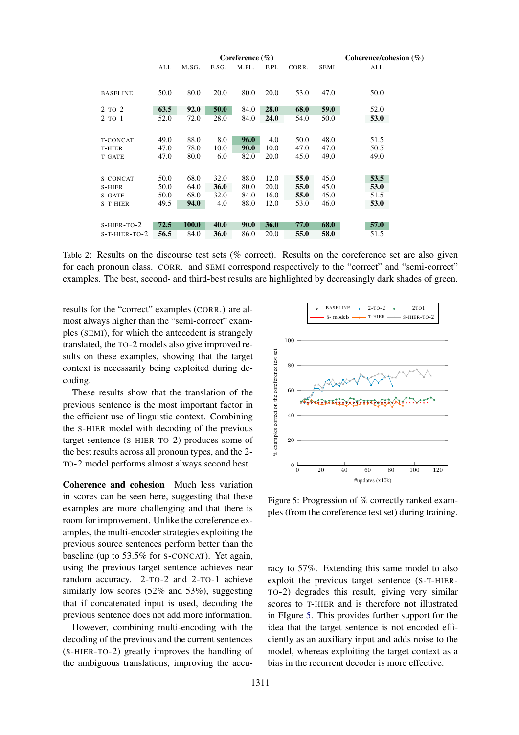| | Coreference (%) | | | | | | | Coherence/cohesion (%) |
|---|---|---|---|---|---|---|---|---|
| | ALL | M.SG. | F.SG. | M.PL. | F.PL | CORR. | SEMI | ALL |
| BASELINE | 50.0 | 80.0 | 20.0 | 80.0 | 20.0 | 53.0 | 47.0 | 50.0 |
| 2-TO-2 | **63.5** | **92.0** | **50.0** | 84.0 | **28.0** | **68.0** | **59.0** | 52.0 |
| 2-TO-1 | 52.0 | 72.0 | 28.0 | 84.0 | **24.0** | 54.0 | 50.0 | **53.0** |
| T-CONCAT | 49.0 | 88.0 | 8.0 | **96.0** | 4.0 | 50.0 | 48.0 | 51.5 |
| T-HIER | 47.0 | 78.0 | 10.0 | **90.0** | 10.0 | 47.0 | 47.0 | 50.5 |
| T-GATE | 47.0 | 80.0 | 6.0 | 82.0 | 20.0 | 45.0 | 49.0 | 49.0 |
| S-CONCAT | 50.0 | 68.0 | 32.0 | 88.0 | 12.0 | **55.0** | 45.0 | **53.5** |
| S-HIER | 50.0 | 64.0 | **36.0** | 80.0 | 20.0 | **55.0** | 45.0 | **53.0** |
| S-GATE | 50.0 | 68.0 | 32.0 | 84.0 | 16.0 | **55.0** | 45.0 | 51.5 |
| S-T-HIER | 49.5 | **94.0** | 4.0 | 88.0 | 12.0 | 53.0 | 46.0 | **53.0** |
| S-HIER-TO-2 | **72.5** | **100.0** | **40.0** | **90.0** | **36.0** | **77.0** | **68.0** | **57.0** |
| S-T-HIER-TO-2 | **56.5** | 84.0 | **36.0** | 86.0 | 20.0 | **55.0** | **58.0** | 51.5 |

Table 2: Results on the discourse test sets (% correct). Results on the coreference set are also given for each pronoun class. CORR. and SEMI correspond respectively to the "correct" and "semi-correct" examples. The best, second- and third-best results are highlighted by decreasingly dark shades of green.

results for the "correct" examples (CORR.) are almost always higher than the "semi-correct" examples (SEMI), for which the antecedent is strangely translated, the TO-2 models also give improved results on these examples, showing that the target context is necessarily being exploited during decoding.

These results show that the translation of the previous sentence is the most important factor in the efficient use of linguistic context. Combining the S-HIER model with decoding of the previous target sentence (S-HIER-TO-2) produces some of the best results across all pronoun types, and the 2-TO-2 model performs almost always second best.

**Coherence and cohesion** Much less variation in scores can be seen here, suggesting that these examples are more challenging and that there is room for improvement. Unlike the coreference examples, the multi-encoder strategies exploiting the previous source sentences perform better than the baseline (up to 53.5% for S-CONCAT). Yet again, using the previous target sentence achieves near random accuracy. 2-TO-2 and 2-TO-1 achieve similarly low scores (52% and 53%), suggesting that if concatenated input is used, decoding the previous sentence does not add more information.

However, combining multi-encoding with the decoding of the previous and the current sentences (S-HIER-TO-2) greatly improves the handling of the ambiguous translations, improving the accuracy to 57%. Extending this same model to also exploit the previous target sentence (S-T-HIER-TO-2) degrades this result, giving very similar scores to T-HIER and is therefore not illustrated in FIgure 5. This provides further support for the idea that the target sentence is not encoded efficiently as an auxiliary input and adds noise to the model, whereas exploiting the target context as a bias in the recurrent decoder is more effective.

Figure 5: Progression of % correctly ranked examples (from the coreference test set) during training.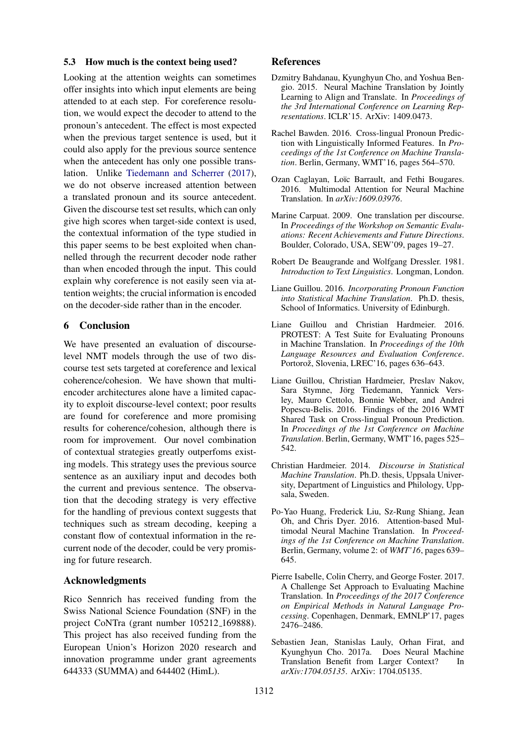### 5.3 How much is the context being used?

Looking at the attention weights can sometimes offer insights into which input elements are being attended to at each step. For coreference resolution, we would expect the decoder to attend to the pronoun's antecedent. The effect is most expected when the previous target sentence is used, but it could also apply for the previous source sentence when the antecedent has only one possible translation. Unlike Tiedemann and Scherrer (2017), we do not observe increased attention between a translated pronoun and its source antecedent. Given the discourse test set results, which can only give high scores when target-side context is used, the contextual information of the type studied in this paper seems to be best exploited when channelled through the recurrent decoder node rather than when encoded through the input. This could explain why coreference is not easily seen via attention weights; the crucial information is encoded on the decoder-side rather than in the encoder.

## 6 Conclusion

We have presented an evaluation of discourse-level NMT models through the use of two discourse test sets targeted at coreference and lexical coherence/cohesion. We have shown that multi-encoder architectures alone have a limited capacity to exploit discourse-level context; poor results are found for coreference and more promising results for coherence/cohesion, although there is room for improvement. Our novel combination of contextual strategies greatly outperfoms existing models. This strategy uses the previous source sentence as an auxiliary input and decodes both the current and previous sentence. The observation that the decoding strategy is very effective for the handling of previous context suggests that techniques such as stream decoding, keeping a constant flow of contextual information in the recurrent node of the decoder, could be very promising for future research.

## Acknowledgments

Rico Sennrich has received funding from the Swiss National Science Foundation (SNF) in the project CoNTra (grant number 105212_169888). This project has also received funding from the European Union's Horizon 2020 research and innovation programme under grant agreements 644333 (SUMMA) and 644402 (HimL).

## References

Dzmitry Bahdanau, Kyunghyun Cho, and Yoshua Bengio. 2015. Neural Machine Translation by Jointly Learning to Align and Translate. In *Proceedings of the 3rd International Conference on Learning Representations*. ICLR'15. ArXiv: 1409.0473.

Rachel Bawden. 2016. Cross-lingual Pronoun Prediction with Linguistically Informed Features. In *Proceedings of the 1st Conference on Machine Translation*. Berlin, Germany, WMT'16, pages 564–570.

Ozan Caglayan, Loïc Barrault, and Fethi Bougares. 2016. Multimodal Attention for Neural Machine Translation. In *arXiv:1609.03976*.

Marine Carpuat. 2009. One translation per discourse. In *Proceedings of the Workshop on Semantic Evaluations: Recent Achievements and Future Directions*. Boulder, Colorado, USA, SEW'09, pages 19–27.

Robert De Beaugrande and Wolfgang Dressler. 1981. *Introduction to Text Linguistics*. Longman, London.

Liane Guillou. 2016. *Incorporating Pronoun Function into Statistical Machine Translation*. Ph.D. thesis, School of Informatics. University of Edinburgh.

Liane Guillou and Christian Hardmeier. 2016. PROTEST: A Test Suite for Evaluating Pronouns in Machine Translation. In *Proceedings of the 10th Language Resources and Evaluation Conference*. Portorož, Slovenia, LREC'16, pages 636–643.

Liane Guillou, Christian Hardmeier, Preslav Nakov, Sara Stymne, Jörg Tiedemann, Yannick Versley, Mauro Cettolo, Bonnie Webber, and Andrei Popescu-Belis. 2016. Findings of the 2016 WMT Shared Task on Cross-lingual Pronoun Prediction. In *Proceedings of the 1st Conference on Machine Translation*. Berlin, Germany, WMT'16, pages 525–542.

Christian Hardmeier. 2014. *Discourse in Statistical Machine Translation*. Ph.D. thesis, Uppsala University, Department of Linguistics and Philology, Uppsala, Sweden.

Po-Yao Huang, Frederick Liu, Sz-Rung Shiang, Jean Oh, and Chris Dyer. 2016. Attention-based Multimodal Neural Machine Translation. In *Proceedings of the 1st Conference on Machine Translation*. Berlin, Germany, volume 2: of *WMT'16*, pages 639–645.

Pierre Isabelle, Colin Cherry, and George Foster. 2017. A Challenge Set Approach to Evaluating Machine Translation. In *Proceedings of the 2017 Conference on Empirical Methods in Natural Language Processing*. Copenhagen, Denmark, EMNLP'17, pages 2476–2486.

Sebastien Jean, Stanislas Lauly, Orhan Firat, and Kyunghyun Cho. 2017a. Does Neural Machine Translation Benefit from Larger Context? In *arXiv:1704.05135*. ArXiv: 1704.05135.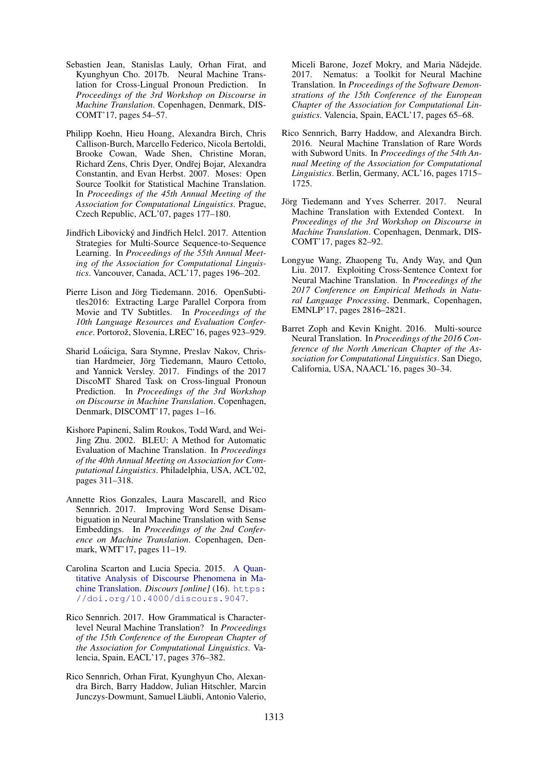Sebastien Jean, Stanislas Lauly, Orhan Firat, and Kyunghyun Cho. 2017b. Neural Machine Translation for Cross-Lingual Pronoun Prediction. In *Proceedings of the 3rd Workshop on Discourse in Machine Translation*. Copenhagen, Denmark, DISCOMT'17, pages 54–57.

Philipp Koehn, Hieu Hoang, Alexandra Birch, Chris Callison-Burch, Marcello Federico, Nicola Bertoldi, Brooke Cowan, Wade Shen, Christine Moran, Richard Zens, Chris Dyer, Ondřej Bojar, Alexandra Constantin, and Evan Herbst. 2007. Moses: Open Source Toolkit for Statistical Machine Translation. In *Proceedings of the 45th Annual Meeting of the Association for Computational Linguistics*. Prague, Czech Republic, ACL'07, pages 177–180.

Jindřich Libovický and Jindřich Helcl. 2017. Attention Strategies for Multi-Source Sequence-to-Sequence Learning. In *Proceedings of the 55th Annual Meeting of the Association for Computational Linguistics*. Vancouver, Canada, ACL'17, pages 196–202.

Pierre Lison and Jörg Tiedemann. 2016. OpenSubtitles2016: Extracting Large Parallel Corpora from Movie and TV Subtitles. In *Proceedings of the 10th Language Resources and Evaluation Conference*. Portorož, Slovenia, LREC'16, pages 923–929.

Sharid Loáiciga, Sara Stymne, Preslav Nakov, Christian Hardmeier, Jörg Tiedemann, Mauro Cettolo, and Yannick Versley. 2017. Findings of the 2017 DiscoMT Shared Task on Cross-lingual Pronoun Prediction. In *Proceedings of the 3rd Workshop on Discourse in Machine Translation*. Copenhagen, Denmark, DISCOMT'17, pages 1–16.

Kishore Papineni, Salim Roukos, Todd Ward, and Wei-Jing Zhu. 2002. BLEU: A Method for Automatic Evaluation of Machine Translation. In *Proceedings of the 40th Annual Meeting on Association for Computational Linguistics*. Philadelphia, USA, ACL'02, pages 311–318.

Annette Rios Gonzales, Laura Mascarell, and Rico Sennrich. 2017. Improving Word Sense Disambiguation in Neural Machine Translation with Sense Embeddings. In *Proceedings of the 2nd Conference on Machine Translation*. Copenhagen, Denmark, WMT'17, pages 11–19.

Carolina Scarton and Lucia Specia. 2015. A Quantitative Analysis of Discourse Phenomena in Machine Translation. *Discours [online]* (16). https://doi.org/10.4000/discours.9047.

Rico Sennrich. 2017. How Grammatical is Character-level Neural Machine Translation? In *Proceedings of the 15th Conference of the European Chapter of the Association for Computational Linguistics*. Valencia, Spain, EACL'17, pages 376–382.

Rico Sennrich, Orhan Firat, Kyunghyun Cho, Alexandra Birch, Barry Haddow, Julian Hitschler, Marcin Junczys-Dowmunt, Samuel Läubli, Antonio Valerio, Miceli Barone, Jozef Mokry, and Maria Nădejde. 2017. Nematus: a Toolkit for Neural Machine Translation. In *Proceedings of the Software Demonstrations of the 15th Conference of the European Chapter of the Association for Computational Linguistics*. Valencia, Spain, EACL'17, pages 65–68.

Rico Sennrich, Barry Haddow, and Alexandra Birch. 2016. Neural Machine Translation of Rare Words with Subword Units. In *Proceedings of the 54th Annual Meeting of the Association for Computational Linguistics*. Berlin, Germany, ACL'16, pages 1715–1725.

Jörg Tiedemann and Yves Scherrer. 2017. Neural Machine Translation with Extended Context. In *Proceedings of the 3rd Workshop on Discourse in Machine Translation*. Copenhagen, Denmark, DISCOMT'17, pages 82–92.

Longyue Wang, Zhaopeng Tu, Andy Way, and Qun Liu. 2017. Exploiting Cross-Sentence Context for Neural Machine Translation. In *Proceedings of the 2017 Conference on Empirical Methods in Natural Language Processing*. Denmark, Copenhagen, EMNLP'17, pages 2816–2821.

Barret Zoph and Kevin Knight. 2016. Multi-source Neural Translation. In *Proceedings of the 2016 Conference of the North American Chapter of the Association for Computational Linguistics*. San Diego, California, USA, NAACL'16, pages 30–34.